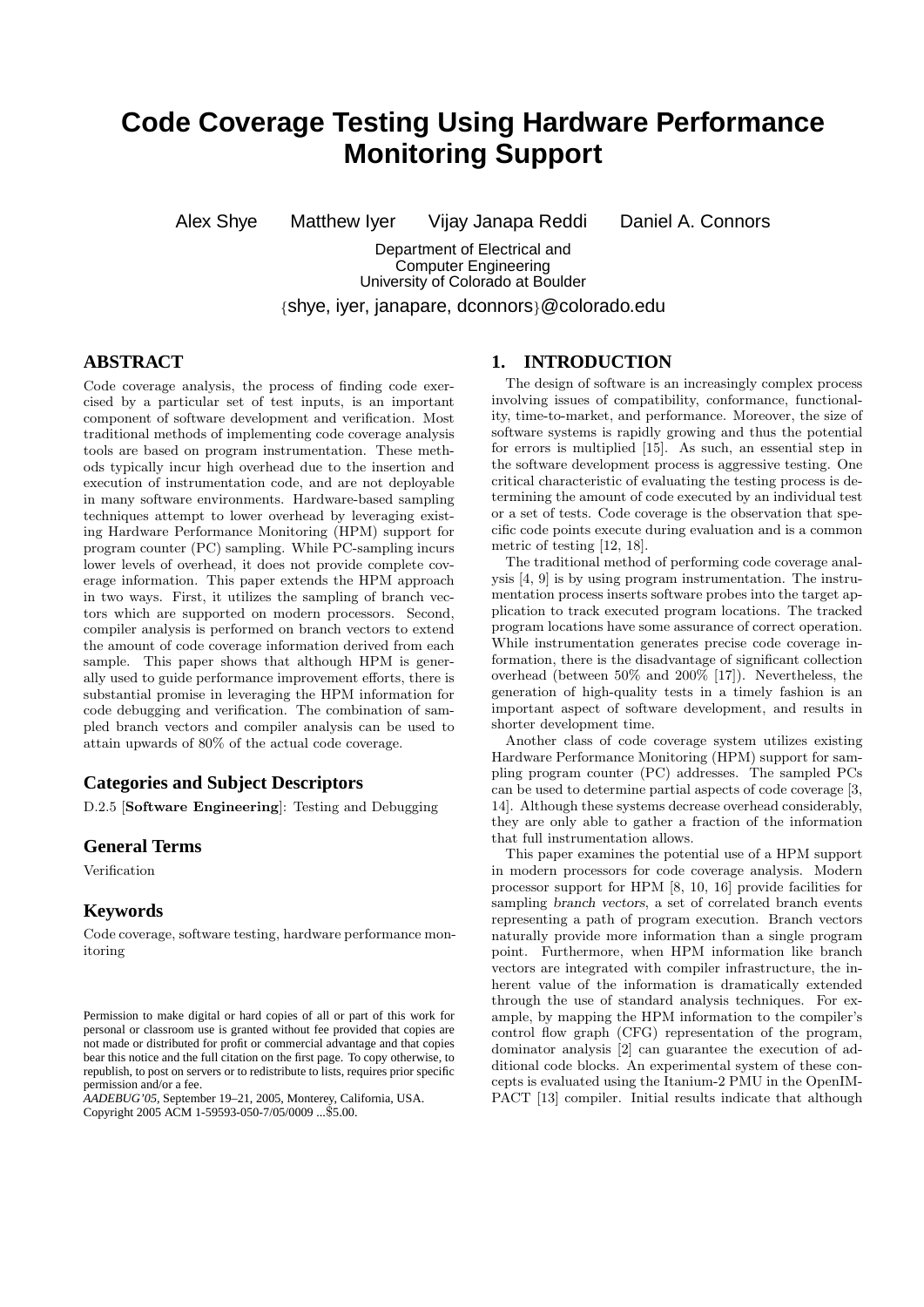# Code Coverage Testing Using Hardware Performance Monitoring Support

Alex Shye Matthew Iyer Vijay Janapa Reddi Daniel A. Connors

Department of Electrical and Computer Engineering
University of Colorado at Boulder

{shye, iyer, janapare, dconnors}@colorado.edu

## ABSTRACT

Code coverage analysis, the process of finding code exercised by a particular set of test inputs, is an important component of software development and verification. Most traditional methods of implementing code coverage analysis tools are based on program instrumentation. These methods typically incur high overhead due to the insertion and execution of instrumentation code, and are not deployable in many software environments. Hardware-based sampling techniques attempt to lower overhead by leveraging existing Hardware Performance Monitoring (HPM) support for program counter (PC) sampling. While PC-sampling incurs lower levels of overhead, it does not provide complete coverage information. This paper extends the HPM approach in two ways. First, it utilizes the sampling of branch vectors which are supported on modern processors. Second, compiler analysis is performed on branch vectors to extend the amount of code coverage information derived from each sample. This paper shows that although HPM is generally used to guide performance improvement efforts, there is substantial promise in leveraging the HPM information for code debugging and verification. The combination of sampled branch vectors and compiler analysis can be used to attain upwards of 80% of the actual code coverage.

### Categories and Subject Descriptors

D.2.5 [**Software Engineering**]: Testing and Debugging

### General Terms

Verification

### Keywords

Code coverage, software testing, hardware performance monitoring

Permission to make digital or hard copies of all or part of this work for personal or classroom use is granted without fee provided that copies are not made or distributed for profit or commercial advantage and that copies bear this notice and the full citation on the first page. To copy otherwise, to republish, to post on servers or to redistribute to lists, requires prior specific permission and/or a fee.
*AADEBUG'05,* September 19–21, 2005, Monterey, California, USA.
Copyright 2005 ACM 1-59593-050-7/05/0009 ...$5.00.

## 1. INTRODUCTION

The design of software is an increasingly complex process involving issues of compatibility, conformance, functionality, time-to-market, and performance. Moreover, the size of software systems is rapidly growing and thus the potential for errors is multiplied [15]. As such, an essential step in the software development process is aggressive testing. One critical characteristic of evaluating the testing process is determining the amount of code executed by an individual test or a set of tests. Code coverage is the observation that specific code points execute during evaluation and is a common metric of testing [12, 18].

The traditional method of performing code coverage analysis [4, 9] is by using program instrumentation. The instrumentation process inserts software probes into the target application to track executed program locations. The tracked program locations have some assurance of correct operation. While instrumentation generates precise code coverage information, there is the disadvantage of significant collection overhead (between 50% and 200% [17]). Nevertheless, the generation of high-quality tests in a timely fashion is an important aspect of software development, and results in shorter development time.

Another class of code coverage system utilizes existing Hardware Performance Monitoring (HPM) support for sampling program counter (PC) addresses. The sampled PCs can be used to determine partial aspects of code coverage [3, 14]. Although these systems decrease overhead considerably, they are only able to gather a fraction of the information that full instrumentation allows.

This paper examines the potential use of a HPM support in modern processors for code coverage analysis. Modern processor support for HPM [8, 10, 16] provide facilities for sampling *branch vectors*, a set of correlated branch events representing a path of program execution. Branch vectors naturally provide more information than a single program point. Furthermore, when HPM information like branch vectors are integrated with compiler infrastructure, the inherent value of the information is dramatically extended through the use of standard analysis techniques. For example, by mapping the HPM information to the compiler's control flow graph (CFG) representation of the program, dominator analysis [2] can guarantee the execution of additional code blocks. An experimental system of these concepts is evaluated using the Itanium-2 PMU in the OpenIMPACT [13] compiler. Initial results indicate that although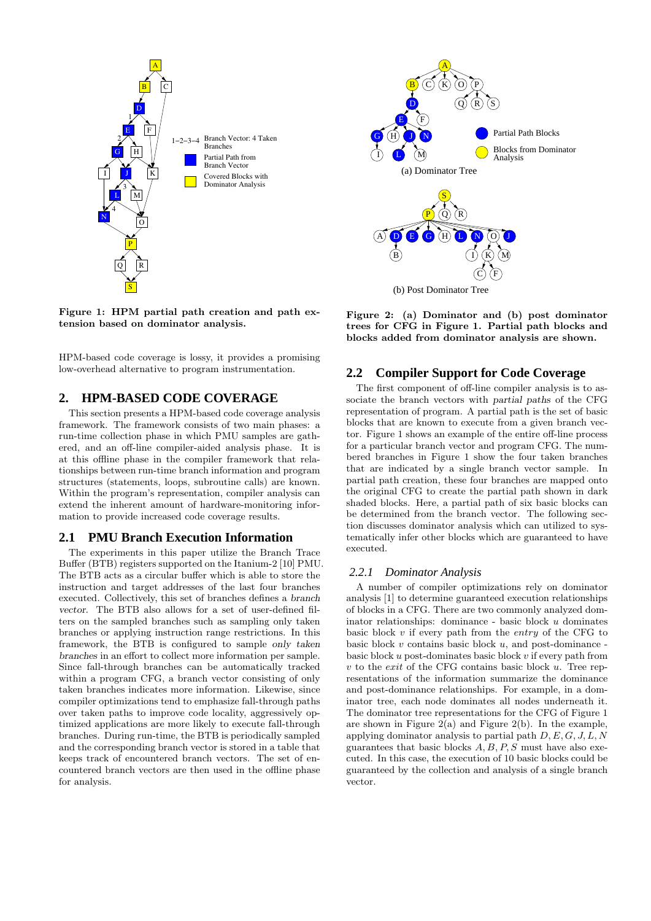A
B C
D
1
E F
2
G H
I J K
3
L M
4
N O
P
Q R
S

1–2–3–4 Branch Vector: 4 Taken Branches

Partial Path from Branch Vector

Covered Blocks with Dominator Analysis

**Figure 1: HPM partial path creation and path extension based on dominator analysis.**

A
B C K O P
D Q R S
E F
G H J N
I L M

Partial Path Blocks

Blocks from Dominator Analysis

(a) Dominator Tree

S
P Q R
A D E G H L N O J
B I K M
C F

(b) Post Dominator Tree

**Figure 2: (a) Dominator and (b) post dominator trees for CFG in Figure 1. Partial path blocks and blocks added from dominator analysis are shown.**

HPM-based code coverage is lossy, it provides a promising low-overhead alternative to program instrumentation.

## 2. HPM-BASED CODE COVERAGE

This section presents a HPM-based code coverage analysis framework. The framework consists of two main phases: a run-time collection phase in which PMU samples are gathered, and an off-line compiler-aided analysis phase. It is at this offline phase in the compiler framework that relationships between run-time branch information and program structures (statements, loops, subroutine calls) are known. Within the program's representation, compiler analysis can extend the inherent amount of hardware-monitoring information to provide increased code coverage results.

### 2.1 PMU Branch Execution Information

The experiments in this paper utilize the Branch Trace Buffer (BTB) registers supported on the Itanium-2 [10] PMU. The BTB acts as a circular buffer which is able to store the instruction and target addresses of the last four branches executed. Collectively, this set of branches defines a *branch vector*. The BTB also allows for a set of user-defined filters on the sampled branches such as sampling only taken branches or applying instruction range restrictions. In this framework, the BTB is configured to sample *only taken branches* in an effort to collect more information per sample. Since fall-through branches can be automatically tracked within a program CFG, a branch vector consisting of only taken branches indicates more information. Likewise, since compiler optimizations tend to emphasize fall-through paths over taken paths to improve code locality, aggressively optimized applications are more likely to execute fall-through branches. During run-time, the BTB is periodically sampled and the corresponding branch vector is stored in a table that keeps track of encountered branch vectors. The set of encountered branch vectors are then used in the offline phase for analysis.

### 2.2 Compiler Support for Code Coverage

The first component of off-line compiler analysis is to associate the branch vectors with *partial paths* of the CFG representation of program. A partial path is the set of basic blocks that are known to execute from a given branch vector. Figure 1 shows an example of the entire off-line process for a particular branch vector and program CFG. The numbered branches in Figure 1 show the four taken branches that are indicated by a single branch vector sample. In partial path creation, these four branches are mapped onto the original CFG to create the partial path shown in dark shaded blocks. Here, a partial path of six basic blocks can be determined from the branch vector. The following section discusses dominator analysis which can utilized to systematically infer other blocks which are guaranteed to have executed.

#### 2.2.1 Dominator Analysis

A number of compiler optimizations rely on dominator analysis [1] to determine guaranteed execution relationships of blocks in a CFG. There are two commonly analyzed dominator relationships: dominance - basic block $u$ dominates basic block $v$ if every path from the *entry* of the CFG to basic block $v$ contains basic block $u$, and post-dominance - basic block $u$ post-dominates basic block $v$ if every path from $v$ to the *exit* of the CFG contains basic block $u$. Tree representations of the information summarize the dominance and post-dominance relationships. For example, in a dominator tree, each node dominates all nodes underneath it. The dominator tree representations for the CFG of Figure 1 are shown in Figure 2(a) and Figure 2(b). In the example, applying dominator analysis to partial path $D, E, G, J, L, N$ guarantees that basic blocks $A, B, P, S$ must have also executed. In this case, the execution of 10 basic blocks could be guaranteed by the collection and analysis of a single branch vector.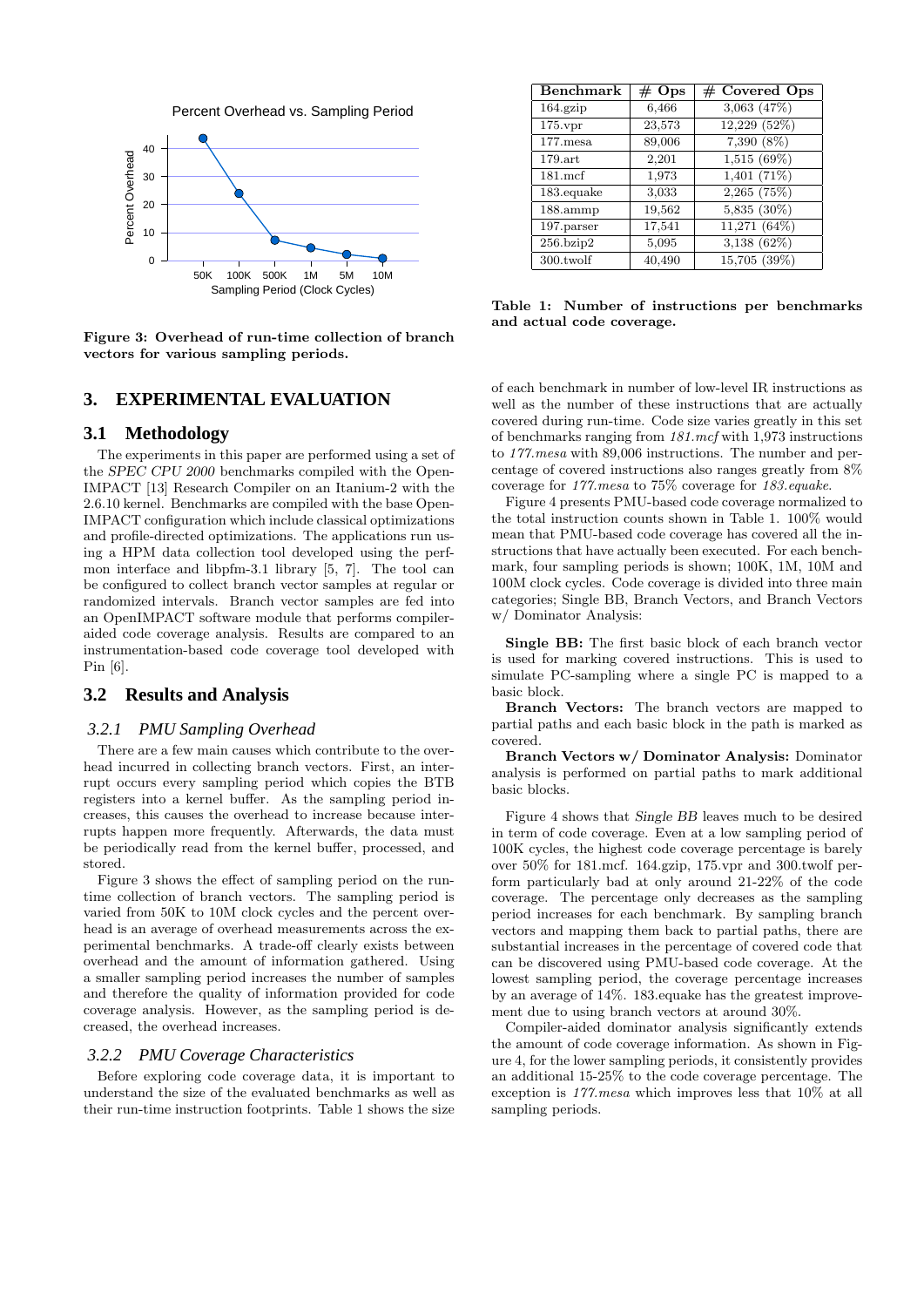Figure 3: Overhead of run-time collection of branch vectors for various sampling periods.

| Benchmark | # Ops | # Covered Ops |
|---|---|---|
| 164.gzip | 6,466 | 3,063 (47%) |
| 175.vpr | 23,573 | 12,229 (52%) |
| 177.mesa | 89,006 | 7,390 (8%) |
| 179.art | 2,201 | 1,515 (69%) |
| 181.mcf | 1,973 | 1,401 (71%) |
| 183.equake | 3,033 | 2,265 (75%) |
| 188.ammp | 19,562 | 5,835 (30%) |
| 197.parser | 17,541 | 11,271 (64%) |
| 256.bzip2 | 5,095 | 3,138 (62%) |
| 300.twolf | 40,490 | 15,705 (39%) |

**Table 1: Number of instructions per benchmarks and actual code coverage.**

## 3. EXPERIMENTAL EVALUATION

### 3.1 Methodology

The experiments in this paper are performed using a set of the *SPEC CPU 2000* benchmarks compiled with the OpenIMPACT [13] Research Compiler on an Itanium-2 with the 2.6.10 kernel. Benchmarks are compiled with the base OpenIMPACT configuration which include classical optimizations and profile-directed optimizations. The applications run using a HPM data collection tool developed using the perfmon interface and libpfm-3.1 library [5, 7]. The tool can be configured to collect branch vector samples at regular or randomized intervals. Branch vector samples are fed into an OpenIMPACT software module that performs compiler-aided code coverage analysis. Results are compared to an instrumentation-based code coverage tool developed with Pin [6].

### 3.2 Results and Analysis

#### 3.2.1 PMU Sampling Overhead

There are a few main causes which contribute to the overhead incurred in collecting branch vectors. First, an interrupt occurs every sampling period which copies the BTB registers into a kernel buffer. As the sampling period increases, this causes the overhead to increase because interrupts happen more frequently. Afterwards, the data must be periodically read from the kernel buffer, processed, and stored.

Figure 3 shows the effect of sampling period on the run-time collection of branch vectors. The sampling period is varied from 50K to 10M clock cycles and the percent overhead is an average of overhead measurements across the experimental benchmarks. A trade-off clearly exists between overhead and the amount of information gathered. Using a smaller sampling period increases the number of samples and therefore the quality of information provided for code coverage analysis. However, as the sampling period is decreased, the overhead increases.

#### 3.2.2 PMU Coverage Characteristics

Before exploring code coverage data, it is important to understand the size of the evaluated benchmarks as well as their run-time instruction footprints. Table 1 shows the size of each benchmark in number of low-level IR instructions as well as the number of these instructions that are actually covered during run-time. Code size varies greatly in this set of benchmarks ranging from *181.mcf* with 1,973 instructions to *177.mesa* with 89,006 instructions. The number and percentage of covered instructions also ranges greatly from 8% coverage for *177.mesa* to 75% coverage for *183.equake*.

Figure 4 presents PMU-based code coverage normalized to the total instruction counts shown in Table 1. 100% would mean that PMU-based code coverage has covered all the instructions that have actually been executed. For each benchmark, four sampling periods is shown; 100K, 1M, 10M and 100M clock cycles. Code coverage is divided into three main categories; Single BB, Branch Vectors, and Branch Vectors w/ Dominator Analysis:

**Single BB:** The first basic block of each branch vector is used for marking covered instructions. This is used to simulate PC-sampling where a single PC is mapped to a basic block.

**Branch Vectors:** The branch vectors are mapped to partial paths and each basic block in the path is marked as covered.

**Branch Vectors w/ Dominator Analysis:** Dominator analysis is performed on partial paths to mark additional basic blocks.

Figure 4 shows that *Single BB* leaves much to be desired in term of code coverage. Even at a low sampling period of 100K cycles, the highest code coverage percentage is barely over 50% for 181.mcf. 164.gzip, 175.vpr and 300.twolf perform particularly bad at only around 21-22% of the code coverage. The percentage only decreases as the sampling period increases for each benchmark. By sampling branch vectors and mapping them back to partial paths, there are substantial increases in the percentage of covered code that can be discovered using PMU-based code coverage. At the lowest sampling period, the coverage percentage increases by an average of 14%. 183.equake has the greatest improvement due to using branch vectors at around 30%.

Compiler-aided dominator analysis significantly extends the amount of code coverage information. As shown in Figure 4, for the lower sampling periods, it consistently provides an additional 15-25% to the code coverage percentage. The exception is *177.mesa* which improves less that 10% at all sampling periods.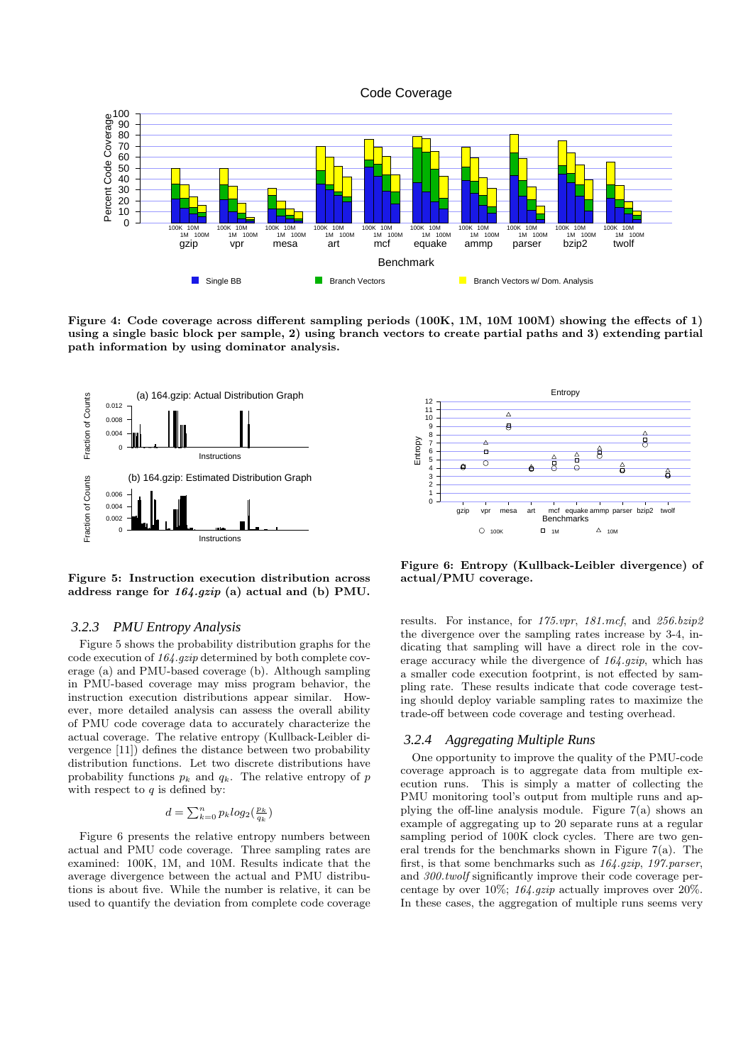**Figure 4: Code coverage across different sampling periods (100K, 1M, 10M 100M) showing the effects of 1) using a single basic block per sample, 2) using branch vectors to create partial paths and 3) extending partial path information by using dominator analysis.**

**Figure 5: Instruction execution distribution across address range for *164.gzip* (a) actual and (b) PMU.**

**Figure 6: Entropy (Kullback-Leibler divergence) of actual/PMU coverage.**

### 3.2.3 PMU Entropy Analysis

Figure 5 shows the probability distribution graphs for the code execution of *164.gzip* determined by both complete coverage (a) and PMU-based coverage (b). Although sampling in PMU-based coverage may miss program behavior, the instruction execution distributions appear similar. However, more detailed analysis can assess the overall ability of PMU code coverage data to accurately characterize the actual coverage. The relative entropy (Kullback-Leibler divergence [11]) defines the distance between two probability distribution functions. Let two discrete distributions have probability functions $p_k$ and $q_k$. The relative entropy of $p$ with respect to $q$ is defined by:

$$d = \sum_{k=0}^{n} p_k log_2(\frac{p_k}{q_k})$$

Figure 6 presents the relative entropy numbers between actual and PMU code coverage. Three sampling rates are examined: 100K, 1M, and 10M. Results indicate that the average divergence between the actual and PMU distributions is about five. While the number is relative, it can be used to quantify the deviation from complete code coverage results. For instance, for *175.vpr*, *181.mcf*, and *256.bzip2* the divergence over the sampling rates increase by 3-4, indicating that sampling will have a direct role in the coverage accuracy while the divergence of *164.gzip*, which has a smaller code execution footprint, is not effected by sampling rate. These results indicate that code coverage testing should deploy variable sampling rates to maximize the trade-off between code coverage and testing overhead.

### 3.2.4 Aggregating Multiple Runs

One opportunity to improve the quality of the PMU-code coverage approach is to aggregate data from multiple execution runs. This is simply a matter of collecting the PMU monitoring tool's output from multiple runs and applying the off-line analysis module. Figure 7(a) shows an example of aggregating up to 20 separate runs at a regular sampling period of 100K clock cycles. There are two general trends for the benchmarks shown in Figure 7(a). The first, is that some benchmarks such as *164.gzip*, *197.parser*, and *300.twolf* significantly improve their code coverage percentage by over 10%; *164.gzip* actually improves over 20%. In these cases, the aggregation of multiple runs seems very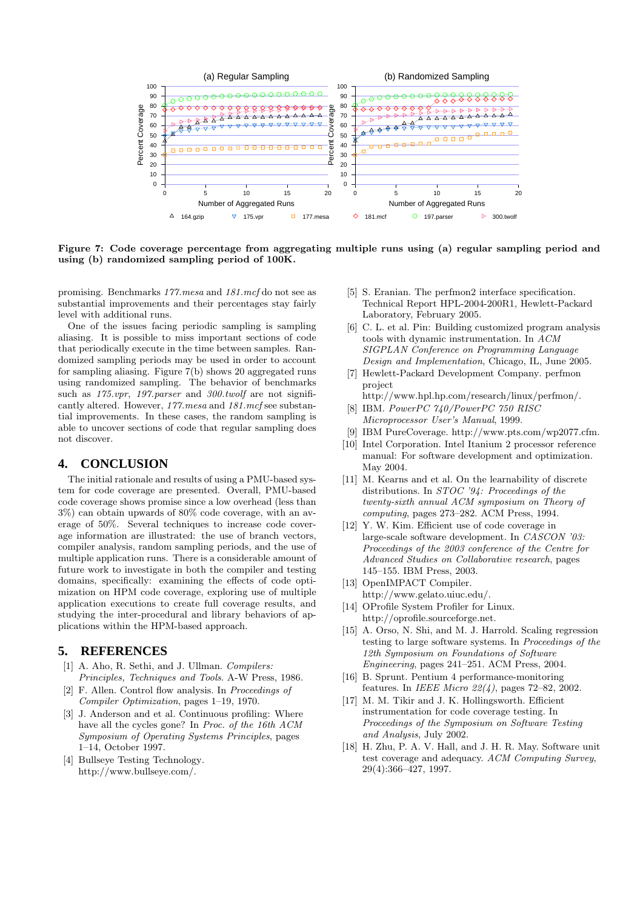(a) Regular Sampling

(b) Randomized Sampling

Percent Coverage

100
90
80
70
60
50
40
30
20
10
0

0 5 10 15 20

Number of Aggregated Runs

164.gzip 175.vpr 177.mesa 181.mcf 197.parser 300.twolf

**Figure 7: Code coverage percentage from aggregating multiple runs using (a) regular sampling period and using (b) randomized sampling period of 100K.**

promising. Benchmarks *177.mesa* and *181.mcf* do not see as substantial improvements and their percentages stay fairly level with additional runs.

One of the issues facing periodic sampling is sampling aliasing. It is possible to miss important sections of code that periodically execute in the time between samples. Randomized sampling periods may be used in order to account for sampling aliasing. Figure 7(b) shows 20 aggregated runs using randomized sampling. The behavior of benchmarks such as *175.vpr*, *197.parser* and *300.twolf* are not significantly altered. However, *177.mesa* and *181.mcf* see substantial improvements. In these cases, the random sampling is able to uncover sections of code that regular sampling does not discover.

## 4. CONCLUSION

The initial rationale and results of using a PMU-based system for code coverage are presented. Overall, PMU-based code coverage shows promise since a low overhead (less than 3%) can obtain upwards of 80% code coverage, with an average of 50%. Several techniques to increase code coverage information are illustrated: the use of branch vectors, compiler analysis, random sampling periods, and the use of multiple application runs. There is a considerable amount of future work to investigate in both the compiler and testing domains, specifically: examining the effects of code optimization on HPM code coverage, exploring use of multiple application executions to create full coverage results, and studying the inter-procedural and library behaviors of applications within the HPM-based approach.

## 5. REFERENCES

[1] A. Aho, R. Sethi, and J. Ullman. *Compilers: Principles, Techniques and Tools*. A-W Press, 1986.

[2] F. Allen. Control flow analysis. In *Proceedings of Compiler Optimization*, pages 1–19, 1970.

[3] J. Anderson and et al. Continuous profiling: Where have all the cycles gone? In *Proc. of the 16th ACM Symposium of Operating Systems Principles*, pages 1–14, October 1997.

[4] Bullseye Testing Technology. http://www.bullseye.com/.

[5] S. Eranian. The perfmon2 interface specification. Technical Report HPL-2004-200R1, Hewlett-Packard Laboratory, February 2005.

[6] C. L. et al. Pin: Building customized program analysis tools with dynamic instrumentation. In *ACM SIGPLAN Conference on Programming Language Design and Implementation*, Chicago, IL, June 2005.

[7] Hewlett-Packard Development Company. perfmon project http://www.hpl.hp.com/research/linux/perfmon/.

[8] IBM. *PowerPC 740/PowerPC 750 RISC Microprocessor User's Manual*, 1999.

[9] IBM PureCoverage. http://www.pts.com/wp2077.cfm.

[10] Intel Corporation. Intel Itanium 2 processor reference manual: For software development and optimization. May 2004.

[11] M. Kearns and et al. On the learnability of discrete distributions. In *STOC '94: Proceedings of the twenty-sixth annual ACM symposium on Theory of computing*, pages 273–282. ACM Press, 1994.

[12] Y. W. Kim. Efficient use of code coverage in large-scale software development. In *CASCON '03: Proceedings of the 2003 conference of the Centre for Advanced Studies on Collaborative research*, pages 145–155. IBM Press, 2003.

[13] OpenIMPACT Compiler. http://www.gelato.uiuc.edu/.

[14] OProfile System Profiler for Linux. http://oprofile.sourceforge.net.

[15] A. Orso, N. Shi, and M. J. Harrold. Scaling regression testing to large software systems. In *Proceedings of the 12th Symposium on Foundations of Software Engineering*, pages 241–251. ACM Press, 2004.

[16] B. Sprunt. Pentium 4 performance-monitoring features. In *IEEE Micro 22(4)*, pages 72–82, 2002.

[17] M. M. Tikir and J. K. Hollingsworth. Efficient instrumentation for code coverage testing. In *Proceedings of the Symposium on Software Testing and Analysis*, July 2002.

[18] H. Zhu, P. A. V. Hall, and J. H. R. May. Software unit test coverage and adequacy. *ACM Computing Survey*, 29(4):366–427, 1997.